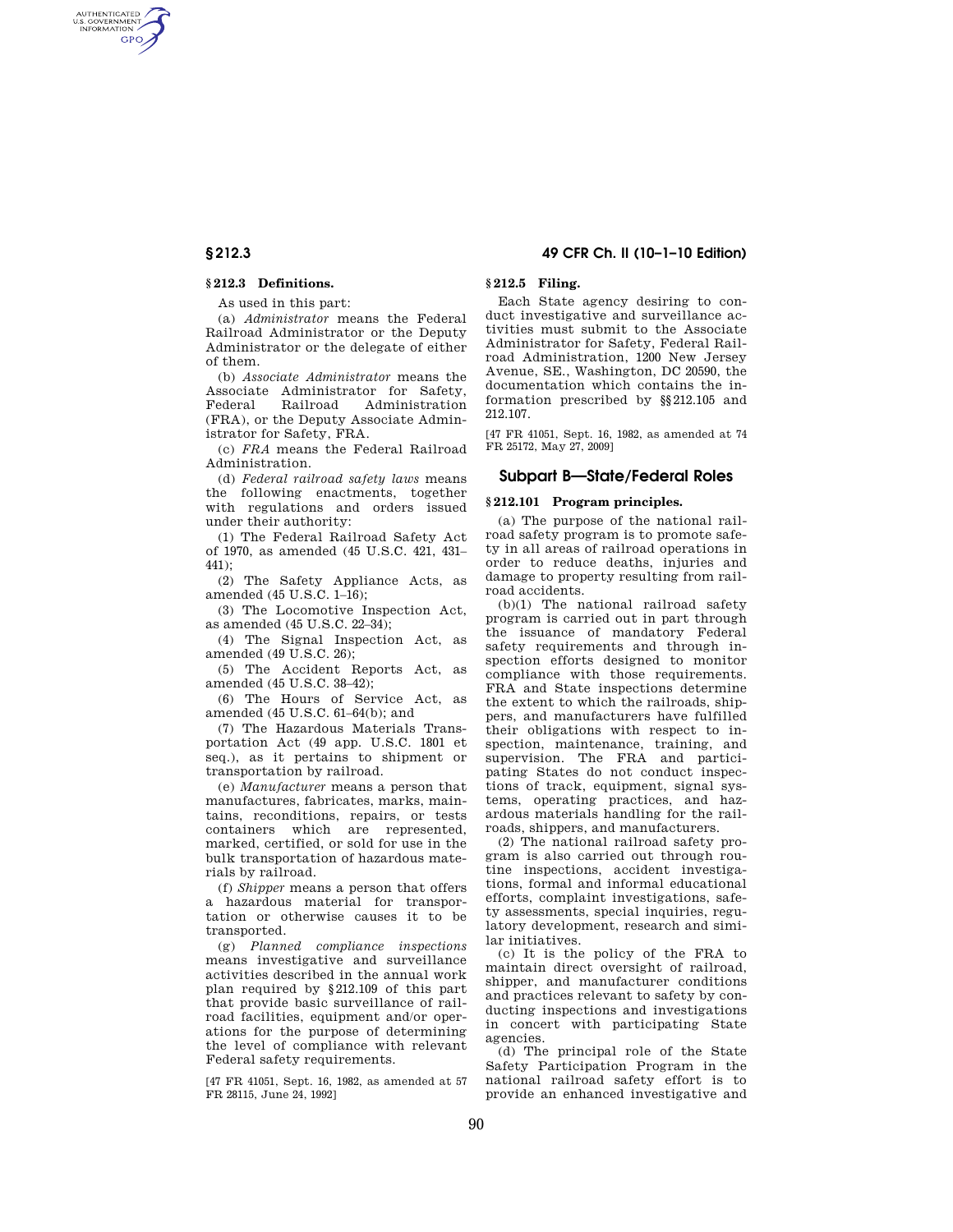### § 212.3 Definitions.

As used in this part:

(a) *Administrator* means the Federal Railroad Administrator or the Deputy Administrator or the delegate of either of them.

(b) *Associate Administrator* means the Associate Administrator for Safety, Federal Railroad Administration (FRA), or the Deputy Associate Administrator for Safety, FRA.

(c) *FRA* means the Federal Railroad Administration.

(d) *Federal railroad safety laws* means the following enactments, together with regulations and orders issued under their authority:

(1) The Federal Railroad Safety Act of 1970, as amended (45 U.S.C. 421, 431–441);

(2) The Safety Appliance Acts, as amended (45 U.S.C. 1–16);

(3) The Locomotive Inspection Act, as amended (45 U.S.C. 22–34);

(4) The Signal Inspection Act, as amended (49 U.S.C. 26);

(5) The Accident Reports Act, as amended (45 U.S.C. 38–42);

(6) The Hours of Service Act, as amended (45 U.S.C. 61–64(b); and

(7) The Hazardous Materials Transportation Act (49 app. U.S.C. 1801 et seq.), as it pertains to shipment or transportation by railroad.

(e) *Manufacturer* means a person that manufactures, fabricates, marks, maintains, reconditions, repairs, or tests containers which are represented, marked, certified, or sold for use in the bulk transportation of hazardous materials by railroad.

(f) *Shipper* means a person that offers a hazardous material for transportation or otherwise causes it to be transported.

(g) *Planned compliance inspections* means investigative and surveillance activities described in the annual work plan required by §212.109 of this part that provide basic surveillance of railroad facilities, equipment and/or operations for the purpose of determining the level of compliance with relevant Federal safety requirements.

[47 FR 41051, Sept. 16, 1982, as amended at 57 FR 28115, June 24, 1992]

### § 212.5 Filing.

Each State agency desiring to conduct investigative and surveillance activities must submit to the Associate Administrator for Safety, Federal Railroad Administration, 1200 New Jersey Avenue, SE., Washington, DC 20590, the documentation which contains the information prescribed by §§212.105 and 212.107.

[47 FR 41051, Sept. 16, 1982, as amended at 74 FR 25172, May 27, 2009]

## Subpart B—State/Federal Roles

### § 212.101 Program principles.

(a) The purpose of the national railroad safety program is to promote safety in all areas of railroad operations in order to reduce deaths, injuries and damage to property resulting from railroad accidents.

(b)(1) The national railroad safety program is carried out in part through the issuance of mandatory Federal safety requirements and through inspection efforts designed to monitor compliance with those requirements. FRA and State inspections determine the extent to which the railroads, shippers, and manufacturers have fulfilled their obligations with respect to inspection, maintenance, training, and supervision. The FRA and participating States do not conduct inspections of track, equipment, signal systems, operating practices, and hazardous materials handling for the railroads, shippers, and manufacturers.

(2) The national railroad safety program is also carried out through routine inspections, accident investigations, formal and informal educational efforts, complaint investigations, safety assessments, special inquiries, regulatory development, research and similar initiatives.

(c) It is the policy of the FRA to maintain direct oversight of railroad, shipper, and manufacturer conditions and practices relevant to safety by conducting inspections and investigations in concert with participating State agencies.

(d) The principal role of the State Safety Participation Program in the national railroad safety effort is to provide an enhanced investigative and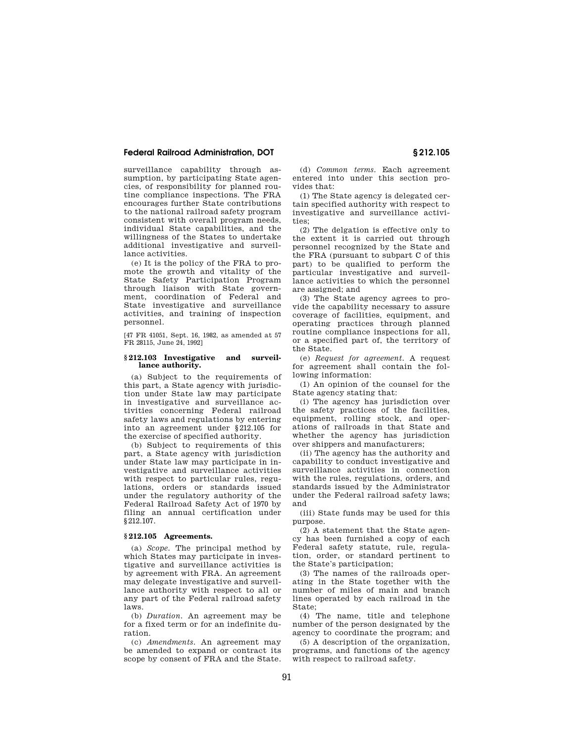surveillance capability through assumption, by participating State agencies, of responsibility for planned routine compliance inspections. The FRA encourages further State contributions to the national railroad safety program consistent with overall program needs, individual State capabilities, and the willingness of the States to undertake additional investigative and surveillance activities.

(e) It is the policy of the FRA to promote the growth and vitality of the State Safety Participation Program through liaison with State government, coordination of Federal and State investigative and surveillance activities, and training of inspection personnel.

[47 FR 41051, Sept. 16, 1982, as amended at 57 FR 28115, June 24, 1992]

### § 212.103 Investigative and surveillance authority.

(a) Subject to the requirements of this part, a State agency with jurisdiction under State law may participate in investigative and surveillance activities concerning Federal railroad safety laws and regulations by entering into an agreement under § 212.105 for the exercise of specified authority.

(b) Subject to requirements of this part, a State agency with jurisdiction under State law may participate in investigative and surveillance activities with respect to particular rules, regulations, orders or standards issued under the regulatory authority of the Federal Railroad Safety Act of 1970 by filing an annual certification under § 212.107.

### § 212.105 Agreements.

(a) *Scope.* The principal method by which States may participate in investigative and surveillance activities is by agreement with FRA. An agreement may delegate investigative and surveillance authority with respect to all or any part of the Federal railroad safety laws.

(b) *Duration.* An agreement may be for a fixed term or for an indefinite duration.

(c) *Amendments.* An agreement may be amended to expand or contract its scope by consent of FRA and the State.

(d) *Common terms.* Each agreement entered into under this section provides that:

(1) The State agency is delegated certain specified authority with respect to investigative and surveillance activities;

(2) The delgation is effective only to the extent it is carried out through personnel recognized by the State and the FRA (pursuant to subpart C of this part) to be qualified to perform the particular investigative and surveillance activities to which the personnel are assigned; and

(3) The State agency agrees to provide the capability necessary to assure coverage of facilities, equipment, and operating practices through planned routine compliance inspections for all, or a specified part of, the territory of the State.

(e) *Request for agreement.* A request for agreement shall contain the following information:

(1) An opinion of the counsel for the State agency stating that:

(i) The agency has jurisdiction over the safety practices of the facilities, equipment, rolling stock, and operations of railroads in that State and whether the agency has jurisdiction over shippers and manufacturers;

(ii) The agency has the authority and capability to conduct investigative and surveillance activities in connection with the rules, regulations, orders, and standards issued by the Administrator under the Federal railroad safety laws; and

(iii) State funds may be used for this purpose.

(2) A statement that the State agency has been furnished a copy of each Federal safety statute, rule, regulation, order, or standard pertinent to the State's participation;

(3) The names of the railroads operating in the State together with the number of miles of main and branch lines operated by each railroad in the State;

(4) The name, title and telephone number of the person designated by the agency to coordinate the program; and

(5) A description of the organization, programs, and functions of the agency with respect to railroad safety.